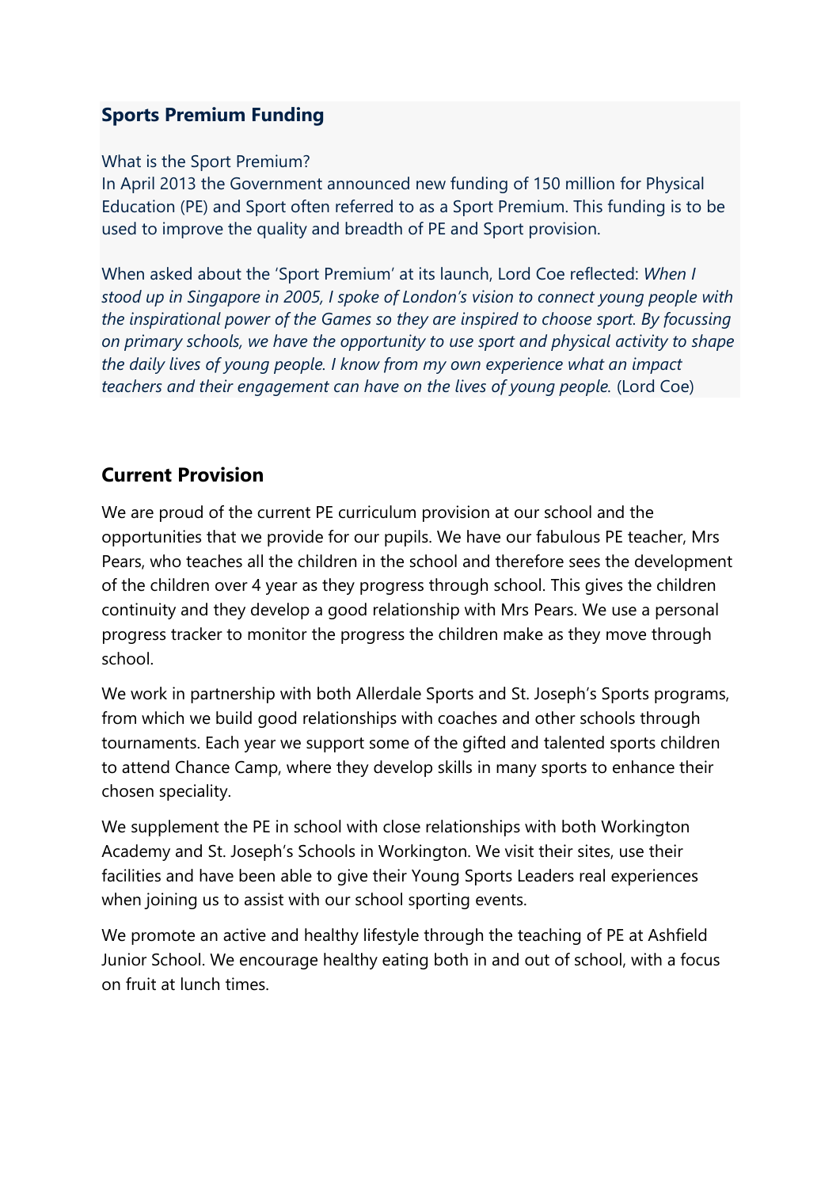## Sports Premium Funding

What is the Sport Premium?
In April 2013 the Government announced new funding of 150 million for Physical Education (PE) and Sport often referred to as a Sport Premium. This funding is to be used to improve the quality and breadth of PE and Sport provision.

When asked about the 'Sport Premium' at its launch, Lord Coe reflected: *When I stood up in Singapore in 2005, I spoke of London's vision to connect young people with the inspirational power of the Games so they are inspired to choose sport. By focussing on primary schools, we have the opportunity to use sport and physical activity to shape the daily lives of young people. I know from my own experience what an impact teachers and their engagement can have on the lives of young people.* (Lord Coe)

## Current Provision

We are proud of the current PE curriculum provision at our school and the opportunities that we provide for our pupils. We have our fabulous PE teacher, Mrs Pears, who teaches all the children in the school and therefore sees the development of the children over 4 year as they progress through school. This gives the children continuity and they develop a good relationship with Mrs Pears. We use a personal progress tracker to monitor the progress the children make as they move through school.

We work in partnership with both Allerdale Sports and St. Joseph's Sports programs, from which we build good relationships with coaches and other schools through tournaments. Each year we support some of the gifted and talented sports children to attend Chance Camp, where they develop skills in many sports to enhance their chosen speciality.

We supplement the PE in school with close relationships with both Workington Academy and St. Joseph's Schools in Workington. We visit their sites, use their facilities and have been able to give their Young Sports Leaders real experiences when joining us to assist with our school sporting events.

We promote an active and healthy lifestyle through the teaching of PE at Ashfield Junior School. We encourage healthy eating both in and out of school, with a focus on fruit at lunch times.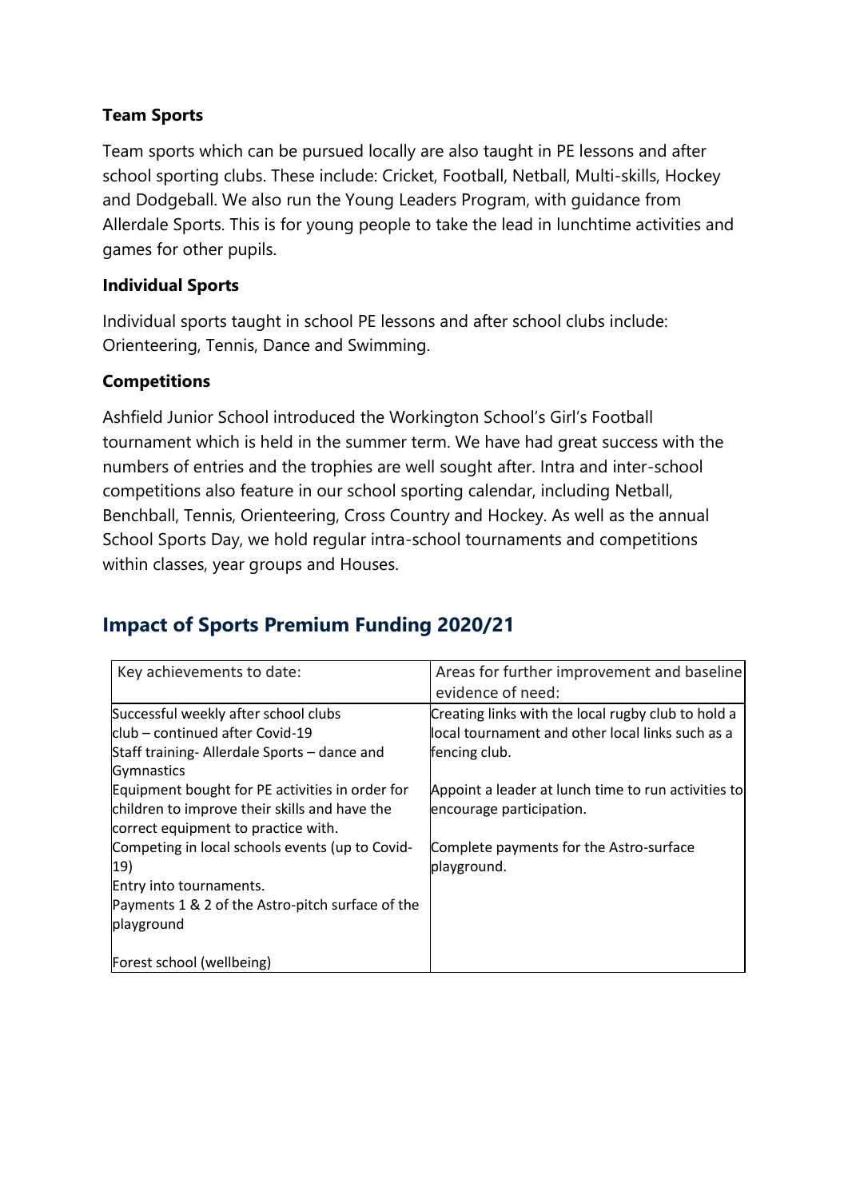**Team Sports**

Team sports which can be pursued locally are also taught in PE lessons and after school sporting clubs. These include: Cricket, Football, Netball, Multi-skills, Hockey and Dodgeball. We also run the Young Leaders Program, with guidance from Allerdale Sports. This is for young people to take the lead in lunchtime activities and games for other pupils.

**Individual Sports**

Individual sports taught in school PE lessons and after school clubs include: Orienteering, Tennis, Dance and Swimming.

**Competitions**

Ashfield Junior School introduced the Workington School's Girl's Football tournament which is held in the summer term. We have had great success with the numbers of entries and the trophies are well sought after. Intra and inter-school competitions also feature in our school sporting calendar, including Netball, Benchball, Tennis, Orienteering, Cross Country and Hockey. As well as the annual School Sports Day, we hold regular intra-school tournaments and competitions within classes, year groups and Houses.

## Impact of Sports Premium Funding 2020/21

| Key achievements to date: | Areas for further improvement and baseline evidence of need: |
|---|---|
| Successful weekly after school clubs club – continued after Covid-19<br>Staff training- Allerdale Sports – dance and Gymnastics<br>Equipment bought for PE activities in order for children to improve their skills and have the correct equipment to practice with.<br>Competing in local schools events (up to Covid-19)<br>Entry into tournaments.<br>Payments 1 & 2 of the Astro-pitch surface of the playground<br><br>Forest school (wellbeing) | Creating links with the local rugby club to hold a local tournament and other local links such as a fencing club.<br><br>Appoint a leader at lunch time to run activities to encourage participation.<br><br>Complete payments for the Astro-surface playground. |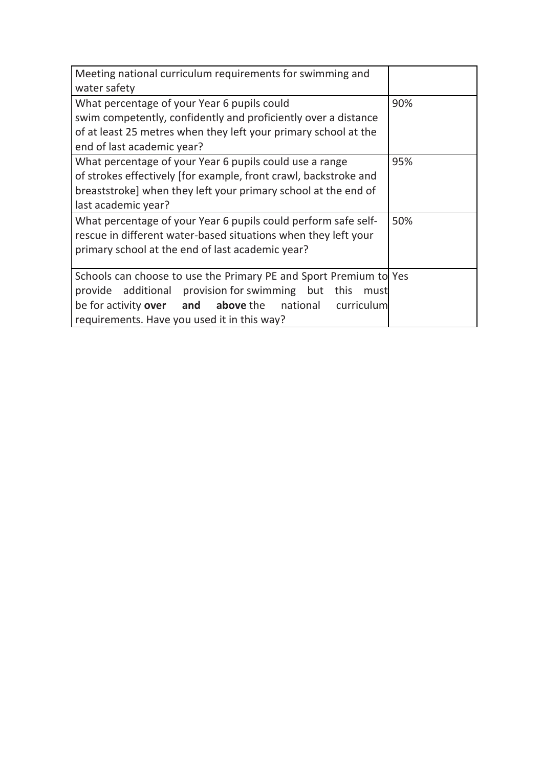| | |
|---|---|
| Meeting national curriculum requirements for swimming and water safety | |
| What percentage of your Year 6 pupils could swim competently, confidently and proficiently over a distance of at least 25 metres when they left your primary school at the end of last academic year? | 90% |
| What percentage of your Year 6 pupils could use a range of strokes effectively [for example, front crawl, backstroke and breaststroke] when they left your primary school at the end of last academic year? | 95% |
| What percentage of your Year 6 pupils could perform safe self-rescue in different water-based situations when they left your primary school at the end of last academic year? | 50% |
| Schools can choose to use the Primary PE and Sport Premium to provide additional provision for swimming but this must be for activity **over and above** the national curriculum requirements. Have you used it in this way? | Yes |